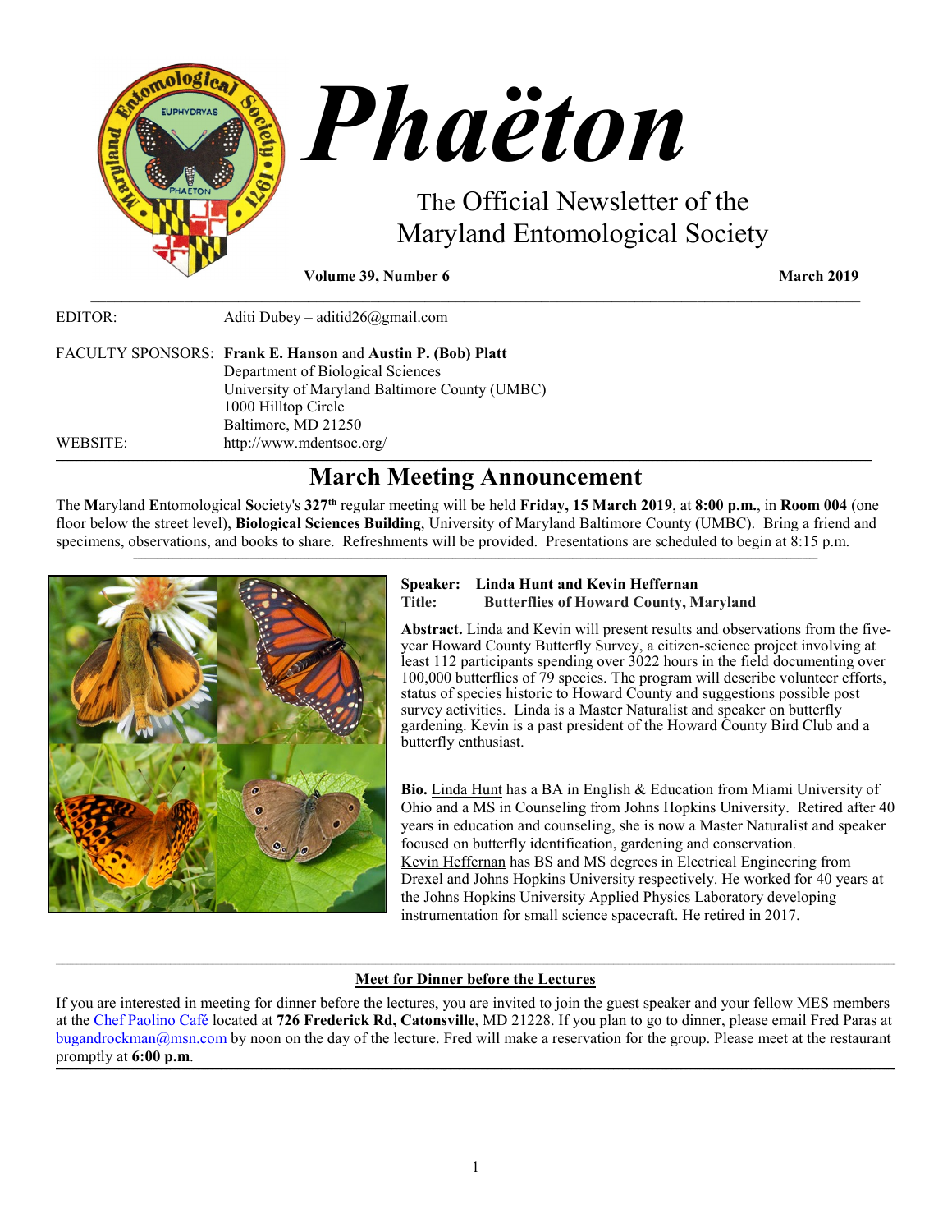# Phaëton

The Official Newsletter of the Maryland Entomological Society

**Volume 39, Number 6** **March 2019**

EDITOR: Aditi Dubey – aditid26@gmail.com

FACULTY SPONSORS: **Frank E. Hanson** and **Austin P. (Bob) Platt**
Department of Biological Sciences
University of Maryland Baltimore County (UMBC)
1000 Hilltop Circle
Baltimore, MD 21250

WEBSITE: http://www.mdentsoc.org/

## March Meeting Announcement

The **M**aryland **E**ntomological **S**ociety's **327th** regular meeting will be held **Friday, 15 March 2019**, at **8:00 p.m.**, in **Room 004** (one floor below the street level), **Biological Sciences Building**, University of Maryland Baltimore County (UMBC). Bring a friend and specimens, observations, and books to share. Refreshments will be provided. Presentations are scheduled to begin at 8:15 p.m.

**Speaker: Linda Hunt and Kevin Heffernan**
**Title: Butterflies of Howard County, Maryland**

**Abstract.** Linda and Kevin will present results and observations from the five-year Howard County Butterfly Survey, a citizen-science project involving at least 112 participants spending over 3022 hours in the field documenting over 100,000 butterflies of 79 species. The program will describe volunteer efforts, status of species historic to Howard County and suggestions possible post survey activities. Linda is a Master Naturalist and speaker on butterfly gardening. Kevin is a past president of the Howard County Bird Club and a butterfly enthusiast.

**Bio.** Linda Hunt has a BA in English & Education from Miami University of Ohio and a MS in Counseling from Johns Hopkins University. Retired after 40 years in education and counseling, she is now a Master Naturalist and speaker focused on butterfly identification, gardening and conservation. Kevin Heffernan has BS and MS degrees in Electrical Engineering from Drexel and Johns Hopkins University respectively. He worked for 40 years at the Johns Hopkins University Applied Physics Laboratory developing instrumentation for small science spacecraft. He retired in 2017.

### Meet for Dinner before the Lectures

If you are interested in meeting for dinner before the lectures, you are invited to join the guest speaker and your fellow MES members at the Chef Paolino Café located at **726 Frederick Rd, Catonsville**, MD 21228. If you plan to go to dinner, please email Fred Paras at bugandrockman@msn.com by noon on the day of the lecture. Fred will make a reservation for the group. Please meet at the restaurant promptly at **6:00 p.m**.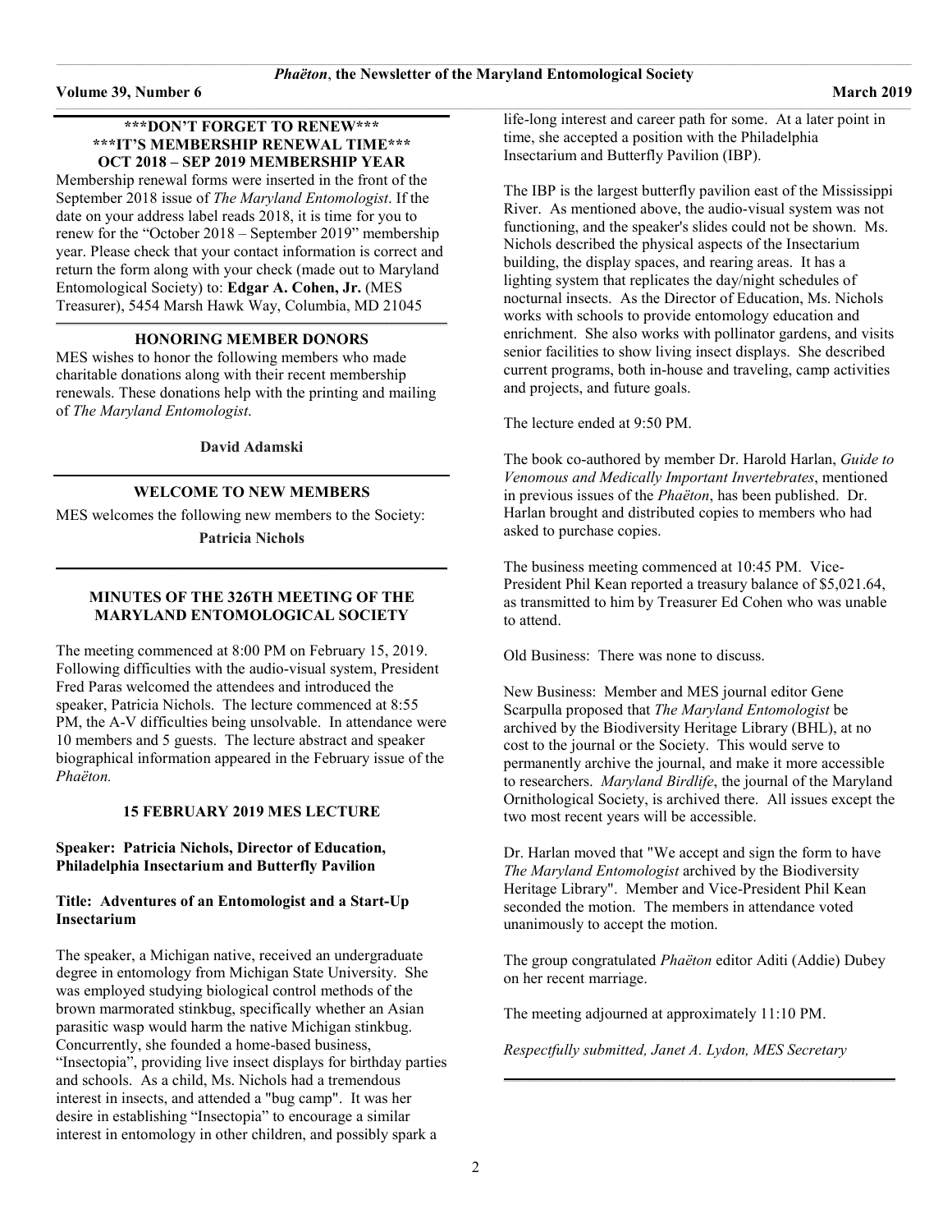### ***DON'T FORGET TO RENEW***
### ***IT'S MEMBERSHIP RENEWAL TIME***
### OCT 2018 – SEP 2019 MEMBERSHIP YEAR

Membership renewal forms were inserted in the front of the September 2018 issue of *The Maryland Entomologist*. If the date on your address label reads 2018, it is time for you to renew for the "October 2018 – September 2019" membership year. Please check that your contact information is correct and return the form along with your check (made out to Maryland Entomological Society) to: **Edgar A. Cohen, Jr.** (MES Treasurer), 5454 Marsh Hawk Way, Columbia, MD 21045

### HONORING MEMBER DONORS

MES wishes to honor the following members who made charitable donations along with their recent membership renewals. These donations help with the printing and mailing of *The Maryland Entomologist*.

**David Adamski**

### WELCOME TO NEW MEMBERS

MES welcomes the following new members to the Society:

**Patricia Nichols**

## MINUTES OF THE 326TH MEETING OF THE MARYLAND ENTOMOLOGICAL SOCIETY

The meeting commenced at 8:00 PM on February 15, 2019. Following difficulties with the audio-visual system, President Fred Paras welcomed the attendees and introduced the speaker, Patricia Nichols. The lecture commenced at 8:55 PM, the A-V difficulties being unsolvable. In attendance were 10 members and 5 guests. The lecture abstract and speaker biographical information appeared in the February issue of the *Phaëton.*

### 15 FEBRUARY 2019 MES LECTURE

**Speaker: Patricia Nichols, Director of Education, Philadelphia Insectarium and Butterfly Pavilion**

**Title: Adventures of an Entomologist and a Start-Up Insectarium**

The speaker, a Michigan native, received an undergraduate degree in entomology from Michigan State University. She was employed studying biological control methods of the brown marmorated stinkbug, specifically whether an Asian parasitic wasp would harm the native Michigan stinkbug. Concurrently, she founded a home-based business, "Insectopia", providing live insect displays for birthday parties and schools. As a child, Ms. Nichols had a tremendous interest in insects, and attended a "bug camp". It was her desire in establishing "Insectopia" to encourage a similar interest in entomology in other children, and possibly spark a life-long interest and career path for some. At a later point in time, she accepted a position with the Philadelphia Insectarium and Butterfly Pavilion (IBP).

The IBP is the largest butterfly pavilion east of the Mississippi River. As mentioned above, the audio-visual system was not functioning, and the speaker's slides could not be shown. Ms. Nichols described the physical aspects of the Insectarium building, the display spaces, and rearing areas. It has a lighting system that replicates the day/night schedules of nocturnal insects. As the Director of Education, Ms. Nichols works with schools to provide entomology education and enrichment. She also works with pollinator gardens, and visits senior facilities to show living insect displays. She described current programs, both in-house and traveling, camp activities and projects, and future goals.

The lecture ended at 9:50 PM.

The book co-authored by member Dr. Harold Harlan, *Guide to Venomous and Medically Important Invertebrates*, mentioned in previous issues of the *Phaëton*, has been published. Dr. Harlan brought and distributed copies to members who had asked to purchase copies.

The business meeting commenced at 10:45 PM. Vice-President Phil Kean reported a treasury balance of $5,021.64, as transmitted to him by Treasurer Ed Cohen who was unable to attend.

Old Business: There was none to discuss.

New Business: Member and MES journal editor Gene Scarpulla proposed that *The Maryland Entomologist* be archived by the Biodiversity Heritage Library (BHL), at no cost to the journal or the Society. This would serve to permanently archive the journal, and make it more accessible to researchers. *Maryland Birdlife*, the journal of the Maryland Ornithological Society, is archived there. All issues except the two most recent years will be accessible.

Dr. Harlan moved that "We accept and sign the form to have *The Maryland Entomologist* archived by the Biodiversity Heritage Library". Member and Vice-President Phil Kean seconded the motion. The members in attendance voted unanimously to accept the motion.

The group congratulated *Phaëton* editor Aditi (Addie) Dubey on her recent marriage.

The meeting adjourned at approximately 11:10 PM.

*Respectfully submitted, Janet A. Lydon, MES Secretary*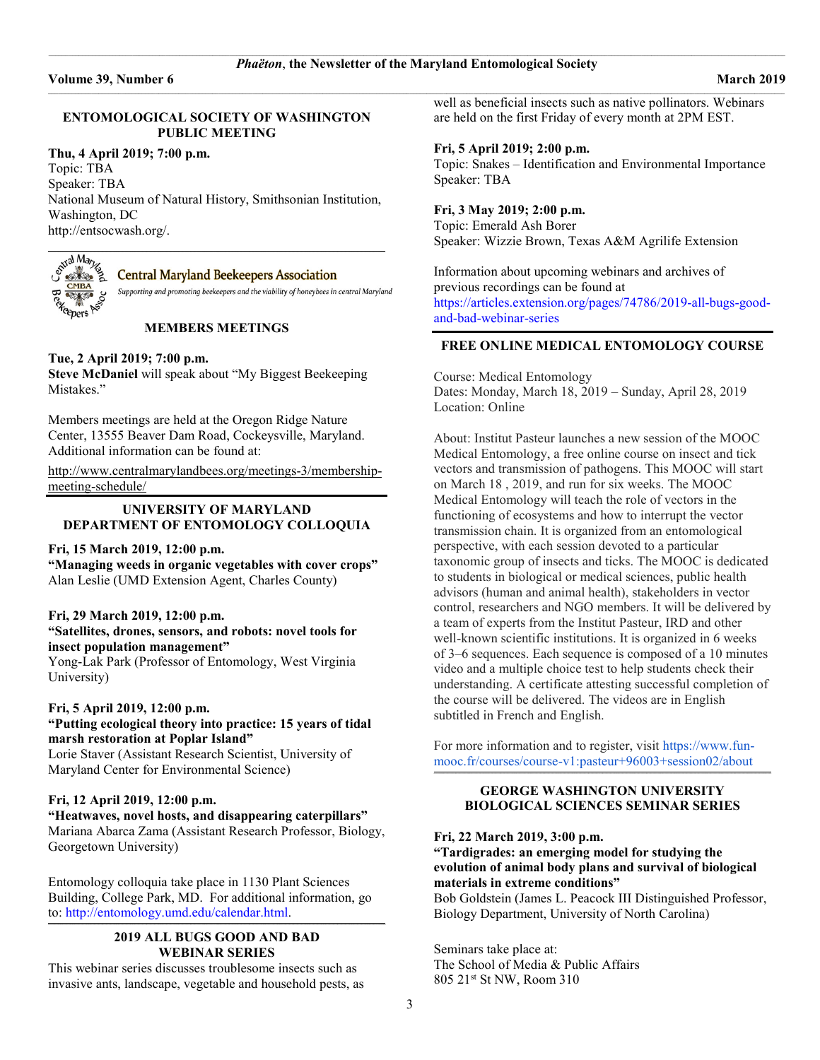## ENTOMOLOGICAL SOCIETY OF WASHINGTON PUBLIC MEETING

**Thu, 4 April 2019; 7:00 p.m.**
Topic: TBA
Speaker: TBA
National Museum of Natural History, Smithsonian Institution, Washington, DC
http://entsocwash.org/.

Central Maryland Beekeepers Association

*Supporting and promoting beekeepers and the viability of honeybees in central Maryland*

## MEMBERS MEETINGS

**Tue, 2 April 2019; 7:00 p.m.**
**Steve McDaniel** will speak about "My Biggest Beekeeping Mistakes."

Members meetings are held at the Oregon Ridge Nature Center, 13555 Beaver Dam Road, Cockeysville, Maryland. Additional information can be found at:

http://www.centralmarylandbees.org/meetings-3/membership-meeting-schedule/

## UNIVERSITY OF MARYLAND DEPARTMENT OF ENTOMOLOGY COLLOQUIA

**Fri, 15 March 2019, 12:00 p.m.**
**"Managing weeds in organic vegetables with cover crops"**
Alan Leslie (UMD Extension Agent, Charles County)

**Fri, 29 March 2019, 12:00 p.m.**
**"Satellites, drones, sensors, and robots: novel tools for insect population management"**
Yong-Lak Park (Professor of Entomology, West Virginia University)

**Fri, 5 April 2019, 12:00 p.m.**
**"Putting ecological theory into practice: 15 years of tidal marsh restoration at Poplar Island"**
Lorie Staver (Assistant Research Scientist, University of Maryland Center for Environmental Science)

**Fri, 12 April 2019, 12:00 p.m.**
**"Heatwaves, novel hosts, and disappearing caterpillars"**
Mariana Abarca Zama (Assistant Research Professor, Biology, Georgetown University)

Entomology colloquia take place in 1130 Plant Sciences Building, College Park, MD. For additional information, go to: http://entomology.umd.edu/calendar.html.

## 2019 ALL BUGS GOOD AND BAD WEBINAR SERIES

This webinar series discusses troublesome insects such as invasive ants, landscape, vegetable and household pests, as well as beneficial insects such as native pollinators. Webinars are held on the first Friday of every month at 2PM EST.

**Fri, 5 April 2019; 2:00 p.m.**
Topic: Snakes – Identification and Environmental Importance
Speaker: TBA

**Fri, 3 May 2019; 2:00 p.m.**
Topic: Emerald Ash Borer
Speaker: Wizzie Brown, Texas A&M Agrilife Extension

Information about upcoming webinars and archives of previous recordings can be found at https://articles.extension.org/pages/74786/2019-all-bugs-good-and-bad-webinar-series

## FREE ONLINE MEDICAL ENTOMOLOGY COURSE

Course: Medical Entomology
Dates: Monday, March 18, 2019 – Sunday, April 28, 2019
Location: Online

About: Institut Pasteur launches a new session of the MOOC Medical Entomology, a free online course on insect and tick vectors and transmission of pathogens. This MOOC will start on March 18 , 2019, and run for six weeks. The MOOC Medical Entomology will teach the role of vectors in the functioning of ecosystems and how to interrupt the vector transmission chain. It is organized from an entomological perspective, with each session devoted to a particular taxonomic group of insects and ticks. The MOOC is dedicated to students in biological or medical sciences, public health advisors (human and animal health), stakeholders in vector control, researchers and NGO members. It will be delivered by a team of experts from the Institut Pasteur, IRD and other well-known scientific institutions. It is organized in 6 weeks of 3–6 sequences. Each sequence is composed of a 10 minutes video and a multiple choice test to help students check their understanding. A certificate attesting successful completion of the course will be delivered. The videos are in English subtitled in French and English.

For more information and to register, visit https://www.fun-mooc.fr/courses/course-v1:pasteur+96003+session02/about

## GEORGE WASHINGTON UNIVERSITY BIOLOGICAL SCIENCES SEMINAR SERIES

**Fri, 22 March 2019, 3:00 p.m.**
**"Tardigrades: an emerging model for studying the evolution of animal body plans and survival of biological materials in extreme conditions"**
Bob Goldstein (James L. Peacock III Distinguished Professor, Biology Department, University of North Carolina)

Seminars take place at:
The School of Media & Public Affairs
805 21st St NW, Room 310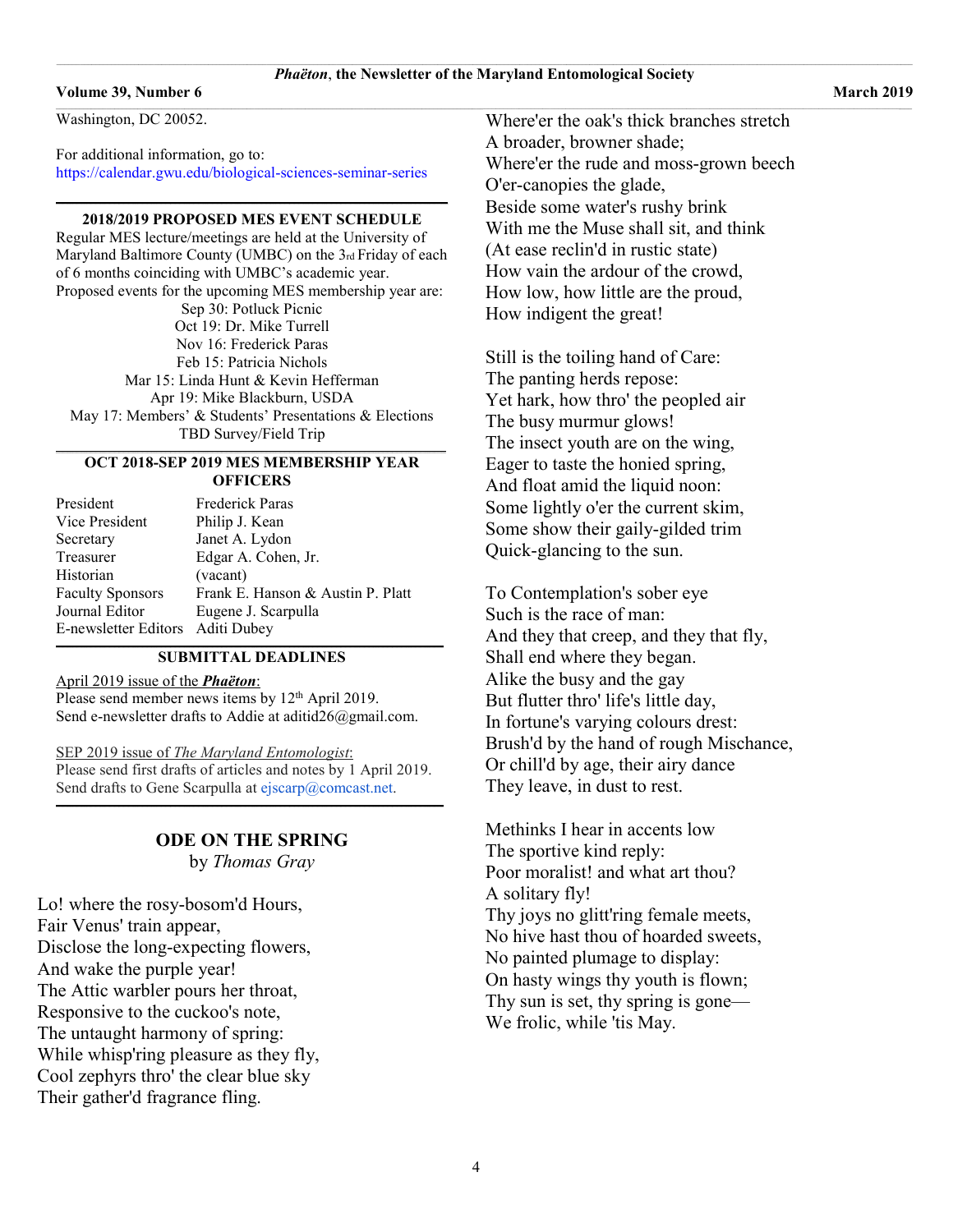Washington, DC 20052.

For additional information, go to: https://calendar.gwu.edu/biological-sciences-seminar-series

### 2018/2019 PROPOSED MES EVENT SCHEDULE

Regular MES lecture/meetings are held at the University of Maryland Baltimore County (UMBC) on the 3rd Friday of each of 6 months coinciding with UMBC's academic year. Proposed events for the upcoming MES membership year are:

Sep 30: Potluck Picnic
Oct 19: Dr. Mike Turrell
Nov 16: Frederick Paras
Feb 15: Patricia Nichols
Mar 15: Linda Hunt & Kevin Hefferman
Apr 19: Mike Blackburn, USDA
May 17: Members' & Students' Presentations & Elections
TBD Survey/Field Trip

### OCT 2018-SEP 2019 MES MEMBERSHIP YEAR OFFICERS

| | |
|---|---|
| President | Frederick Paras |
| Vice President | Philip J. Kean |
| Secretary | Janet A. Lydon |
| Treasurer | Edgar A. Cohen, Jr. |
| Historian | (vacant) |
| Faculty Sponsors | Frank E. Hanson & Austin P. Platt |
| Journal Editor | Eugene J. Scarpulla |
| E-newsletter Editors | Aditi Dubey |

### SUBMITTAL DEADLINES

April 2019 issue of the ***Phaëton***:
Please send member news items by 12th April 2019.
Send e-newsletter drafts to Addie at aditid26@gmail.com.

SEP 2019 issue of *The Maryland Entomologist*:
Please send first drafts of articles and notes by 1 April 2019.
Send drafts to Gene Scarpulla at ejscarp@comcast.net.

## ODE ON THE SPRING

by *Thomas Gray*

Lo! where the rosy-bosom'd Hours,
Fair Venus' train appear,
Disclose the long-expecting flowers,
And wake the purple year!
The Attic warbler pours her throat,
Responsive to the cuckoo's note,
The untaught harmony of spring:
While whisp'ring pleasure as they fly,
Cool zephyrs thro' the clear blue sky
Their gather'd fragrance fling.

Where'er the oak's thick branches stretch
A broader, browner shade;
Where'er the rude and moss-grown beech
O'er-canopies the glade,
Beside some water's rushy brink
With me the Muse shall sit, and think
(At ease reclin'd in rustic state)
How vain the ardour of the crowd,
How low, how little are the proud,
How indigent the great!

Still is the toiling hand of Care:
The panting herds repose:
Yet hark, how thro' the peopled air
The busy murmur glows!
The insect youth are on the wing,
Eager to taste the honied spring,
And float amid the liquid noon:
Some lightly o'er the current skim,
Some show their gaily-gilded trim
Quick-glancing to the sun.

To Contemplation's sober eye
Such is the race of man:
And they that creep, and they that fly,
Shall end where they began.
Alike the busy and the gay
But flutter thro' life's little day,
In fortune's varying colours drest:
Brush'd by the hand of rough Mischance,
Or chill'd by age, their airy dance
They leave, in dust to rest.

Methinks I hear in accents low
The sportive kind reply:
Poor moralist! and what art thou?
A solitary fly!
Thy joys no glitt'ring female meets,
No hive hast thou of hoarded sweets,
No painted plumage to display:
On hasty wings thy youth is flown;
Thy sun is set, thy spring is gone—
We frolic, while 'tis May.